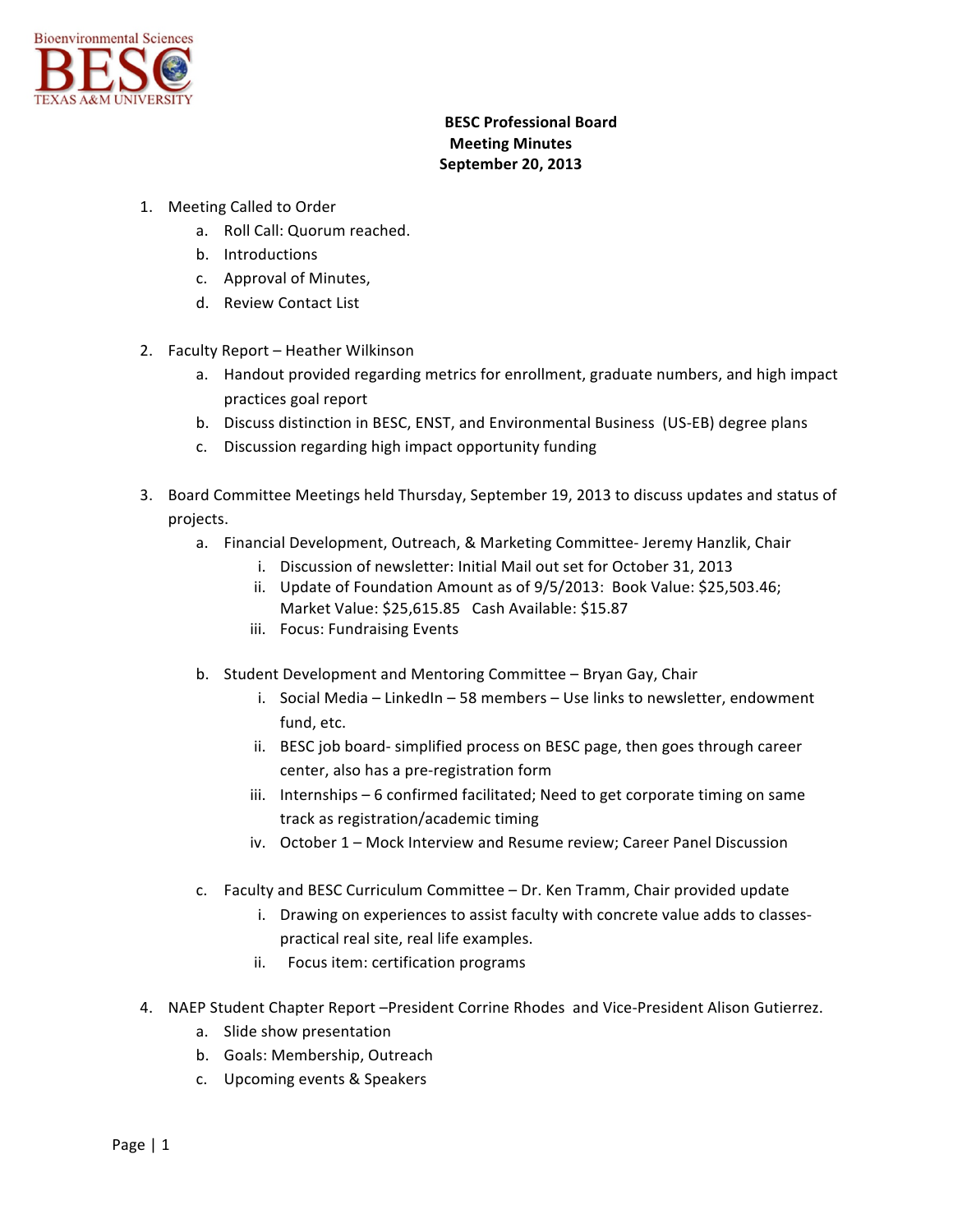**BESC Professional Board**
**Meeting Minutes**
**September 20, 2013**

1. Meeting Called to Order
   a. Roll Call: Quorum reached.
   b. Introductions
   c. Approval of Minutes,
   d. Review Contact List

2. Faculty Report – Heather Wilkinson
   a. Handout provided regarding metrics for enrollment, graduate numbers, and high impact practices goal report
   b. Discuss distinction in BESC, ENST, and Environmental Business (US-EB) degree plans
   c. Discussion regarding high impact opportunity funding

3. Board Committee Meetings held Thursday, September 19, 2013 to discuss updates and status of projects.
   a. Financial Development, Outreach, & Marketing Committee- Jeremy Hanzlik, Chair
      i. Discussion of newsletter: Initial Mail out set for October 31, 2013
      ii. Update of Foundation Amount as of 9/5/2013: Book Value: $25,503.46; Market Value: $25,615.85 Cash Available: $15.87
      iii. Focus: Fundraising Events

   b. Student Development and Mentoring Committee – Bryan Gay, Chair
      i. Social Media – LinkedIn – 58 members – Use links to newsletter, endowment fund, etc.
      ii. BESC job board- simplified process on BESC page, then goes through career center, also has a pre-registration form
      iii. Internships – 6 confirmed facilitated; Need to get corporate timing on same track as registration/academic timing
      iv. October 1 – Mock Interview and Resume review; Career Panel Discussion

   c. Faculty and BESC Curriculum Committee – Dr. Ken Tramm, Chair provided update
      i. Drawing on experiences to assist faculty with concrete value adds to classes- practical real site, real life examples.
      ii. Focus item: certification programs

4. NAEP Student Chapter Report –President Corrine Rhodes and Vice-President Alison Gutierrez.
   a. Slide show presentation
   b. Goals: Membership, Outreach
   c. Upcoming events & Speakers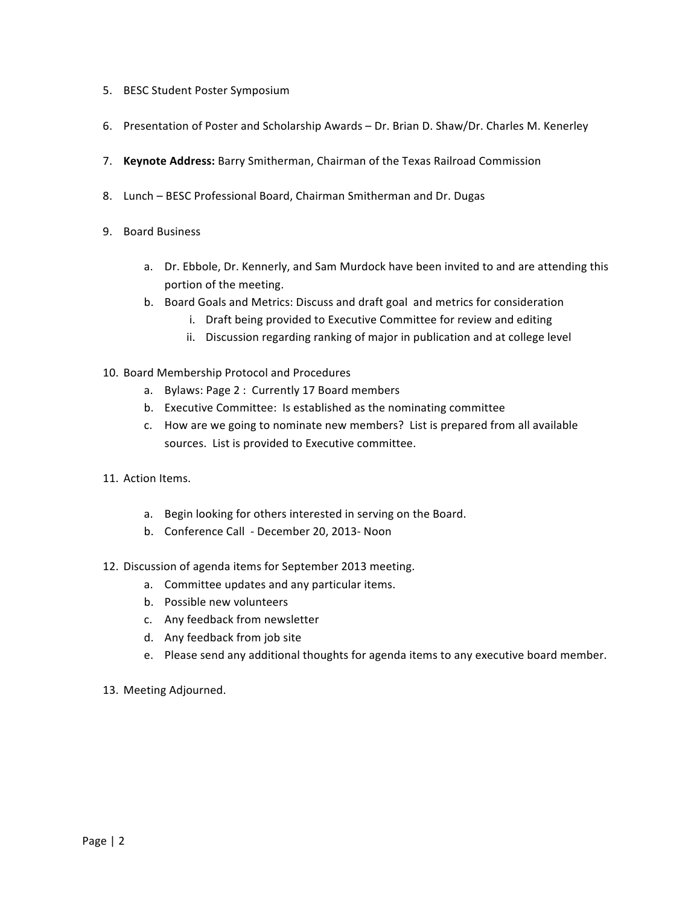5. BESC Student Poster Symposium

6. Presentation of Poster and Scholarship Awards – Dr. Brian D. Shaw/Dr. Charles M. Kenerley

7. **Keynote Address:** Barry Smitherman, Chairman of the Texas Railroad Commission

8. Lunch – BESC Professional Board, Chairman Smitherman and Dr. Dugas

9. Board Business

   a. Dr. Ebbole, Dr. Kennerly, and Sam Murdock have been invited to and are attending this portion of the meeting.
   b. Board Goals and Metrics: Discuss and draft goal and metrics for consideration
      i. Draft being provided to Executive Committee for review and editing
      ii. Discussion regarding ranking of major in publication and at college level

10. Board Membership Protocol and Procedures
    a. Bylaws: Page 2 : Currently 17 Board members
    b. Executive Committee: Is established as the nominating committee
    c. How are we going to nominate new members? List is prepared from all available sources. List is provided to Executive committee.

11. Action Items.

    a. Begin looking for others interested in serving on the Board.
    b. Conference Call - December 20, 2013- Noon

12. Discussion of agenda items for September 2013 meeting.
    a. Committee updates and any particular items.
    b. Possible new volunteers
    c. Any feedback from newsletter
    d. Any feedback from job site
    e. Please send any additional thoughts for agenda items to any executive board member.

13. Meeting Adjourned.